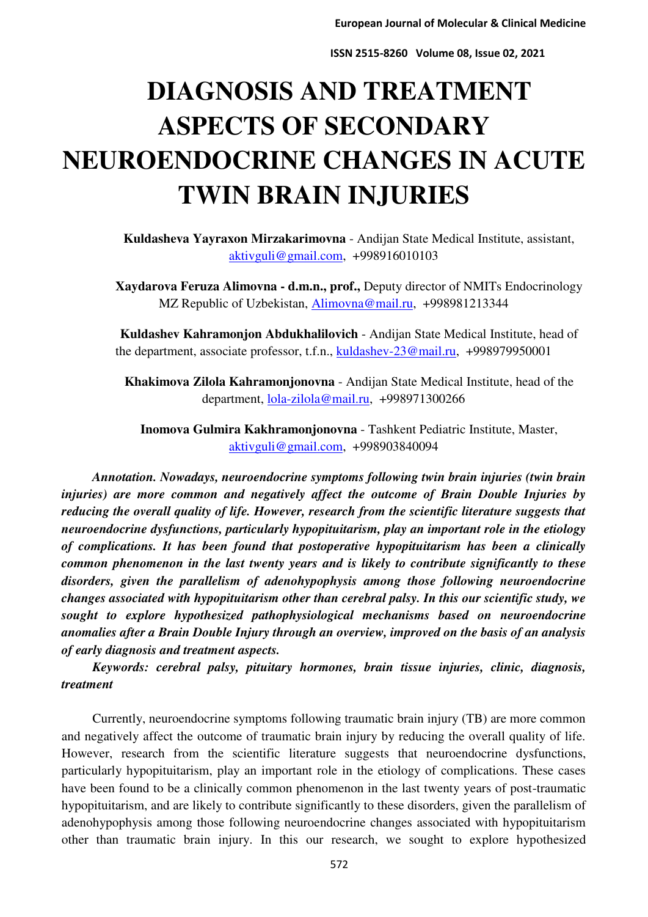# DIAGNOSIS AND TREATMENT ASPECTS OF SECONDARY NEUROENDOCRINE CHANGES IN ACUTE TWIN BRAIN INJURIES

**Kuldasheva Yayraxon Mirzakarimovna** - Andijan State Medical Institute, assistant, aktivguli@gmail.com, +998916010103

**Xaydarova Feruza Alimovna - d.m.n., prof.,** Deputy director of NMITs Endocrinology MZ Republic of Uzbekistan, Alimovna@mail.ru, +998981213344

**Kuldashev Kahramonjon Abdukhalilovich** - Andijan State Medical Institute, head of the department, associate professor, t.f.n., kuldashev-23@mail.ru, +998979950001

**Khakimova Zilola Kahramonjonovna** - Andijan State Medical Institute, head of the department, lola-zilola@mail.ru, +998971300266

**Inomova Gulmira Kakhramonjonovna** - Tashkent Pediatric Institute, Master, aktivguli@gmail.com, +998903840094

***Annotation.** Nowadays, neuroendocrine symptoms following twin brain injuries (twin brain injuries) are more common and negatively affect the outcome of Brain Double Injuries by reducing the overall quality of life. However, research from the scientific literature suggests that neuroendocrine dysfunctions, particularly hypopituitarism, play an important role in the etiology of complications. It has been found that postoperative hypopituitarism has been a clinically common phenomenon in the last twenty years and is likely to contribute significantly to these disorders, given the parallelism of adenohypophysis among those following neuroendocrine changes associated with hypopituitarism other than cerebral palsy. In this our scientific study, we sought to explore hypothesized pathophysiological mechanisms based on neuroendocrine anomalies after a Brain Double Injury through an overview, improved on the basis of an analysis of early diagnosis and treatment aspects.*

***Keywords:** cerebral palsy, pituitary hormones, brain tissue injuries, clinic, diagnosis, treatment*

Currently, neuroendocrine symptoms following traumatic brain injury (TB) are more common and negatively affect the outcome of traumatic brain injury by reducing the overall quality of life. However, research from the scientific literature suggests that neuroendocrine dysfunctions, particularly hypopituitarism, play an important role in the etiology of complications. These cases have been found to be a clinically common phenomenon in the last twenty years of post-traumatic hypopituitarism, and are likely to contribute significantly to these disorders, given the parallelism of adenohypophysis among those following neuroendocrine changes associated with hypopituitarism other than traumatic brain injury. In this our research, we sought to explore hypothesized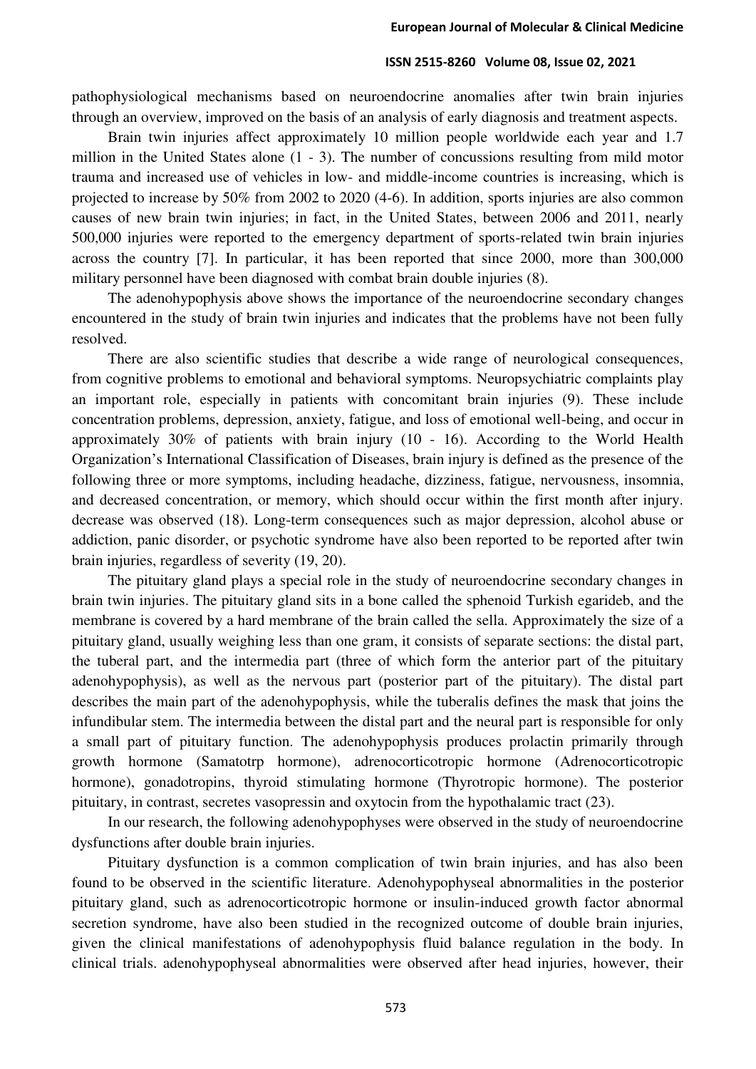pathophysiological mechanisms based on neuroendocrine anomalies after twin brain injuries through an overview, improved on the basis of an analysis of early diagnosis and treatment aspects.

Brain twin injuries affect approximately 10 million people worldwide each year and 1.7 million in the United States alone (1 - 3). The number of concussions resulting from mild motor trauma and increased use of vehicles in low- and middle-income countries is increasing, which is projected to increase by 50% from 2002 to 2020 (4-6). In addition, sports injuries are also common causes of new brain twin injuries; in fact, in the United States, between 2006 and 2011, nearly 500,000 injuries were reported to the emergency department of sports-related twin brain injuries across the country [7]. In particular, it has been reported that since 2000, more than 300,000 military personnel have been diagnosed with combat brain double injuries (8).

The adenohypophysis above shows the importance of the neuroendocrine secondary changes encountered in the study of brain twin injuries and indicates that the problems have not been fully resolved.

There are also scientific studies that describe a wide range of neurological consequences, from cognitive problems to emotional and behavioral symptoms. Neuropsychiatric complaints play an important role, especially in patients with concomitant brain injuries (9). These include concentration problems, depression, anxiety, fatigue, and loss of emotional well-being, and occur in approximately 30% of patients with brain injury (10 - 16). According to the World Health Organization's International Classification of Diseases, brain injury is defined as the presence of the following three or more symptoms, including headache, dizziness, fatigue, nervousness, insomnia, and decreased concentration, or memory, which should occur within the first month after injury. decrease was observed (18). Long-term consequences such as major depression, alcohol abuse or addiction, panic disorder, or psychotic syndrome have also been reported to be reported after twin brain injuries, regardless of severity (19, 20).

The pituitary gland plays a special role in the study of neuroendocrine secondary changes in brain twin injuries. The pituitary gland sits in a bone called the sphenoid Turkish egarideb, and the membrane is covered by a hard membrane of the brain called the sella. Approximately the size of a pituitary gland, usually weighing less than one gram, it consists of separate sections: the distal part, the tuberal part, and the intermedia part (three of which form the anterior part of the pituitary adenohypophysis), as well as the nervous part (posterior part of the pituitary). The distal part describes the main part of the adenohypophysis, while the tuberalis defines the mask that joins the infundibular stem. The intermedia between the distal part and the neural part is responsible for only a small part of pituitary function. The adenohypophysis produces prolactin primarily through growth hormone (Samatotrp hormone), adrenocorticotropic hormone (Adrenocorticotropic hormone), gonadotropins, thyroid stimulating hormone (Thyrotropic hormone). The posterior pituitary, in contrast, secretes vasopressin and oxytocin from the hypothalamic tract (23).

In our research, the following adenohypophyses were observed in the study of neuroendocrine dysfunctions after double brain injuries.

Pituitary dysfunction is a common complication of twin brain injuries, and has also been found to be observed in the scientific literature. Adenohypophyseal abnormalities in the posterior pituitary gland, such as adrenocorticotropic hormone or insulin-induced growth factor abnormal secretion syndrome, have also been studied in the recognized outcome of double brain injuries, given the clinical manifestations of adenohypophysis fluid balance regulation in the body. In clinical trials. adenohypophyseal abnormalities were observed after head injuries, however, their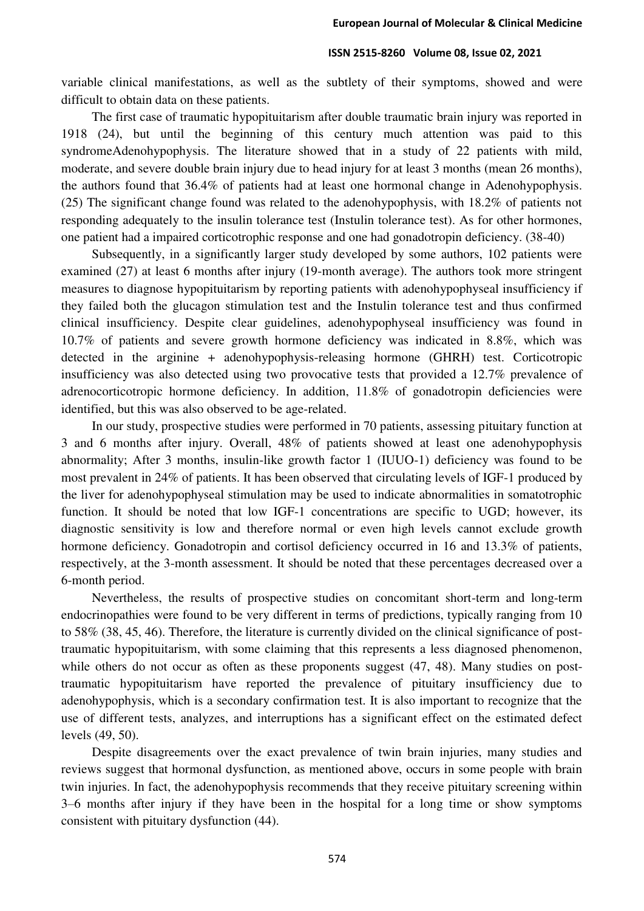variable clinical manifestations, as well as the subtlety of their symptoms, showed and were difficult to obtain data on these patients.

The first case of traumatic hypopituitarism after double traumatic brain injury was reported in 1918 (24), but until the beginning of this century much attention was paid to this syndromeAdenohypophysis. The literature showed that in a study of 22 patients with mild, moderate, and severe double brain injury due to head injury for at least 3 months (mean 26 months), the authors found that 36.4% of patients had at least one hormonal change in Adenohypophysis. (25) The significant change found was related to the adenohypophysis, with 18.2% of patients not responding adequately to the insulin tolerance test (Instulin tolerance test). As for other hormones, one patient had a impaired corticotrophic response and one had gonadotropin deficiency. (38-40)

Subsequently, in a significantly larger study developed by some authors, 102 patients were examined (27) at least 6 months after injury (19-month average). The authors took more stringent measures to diagnose hypopituitarism by reporting patients with adenohypophyseal insufficiency if they failed both the glucagon stimulation test and the Instulin tolerance test and thus confirmed clinical insufficiency. Despite clear guidelines, adenohypophyseal insufficiency was found in 10.7% of patients and severe growth hormone deficiency was indicated in 8.8%, which was detected in the arginine + adenohypophysis-releasing hormone (GHRH) test. Corticotropic insufficiency was also detected using two provocative tests that provided a 12.7% prevalence of adrenocorticotropic hormone deficiency. In addition, 11.8% of gonadotropin deficiencies were identified, but this was also observed to be age-related.

In our study, prospective studies were performed in 70 patients, assessing pituitary function at 3 and 6 months after injury. Overall, 48% of patients showed at least one adenohypophysis abnormality; After 3 months, insulin-like growth factor 1 (IUUO-1) deficiency was found to be most prevalent in 24% of patients. It has been observed that circulating levels of IGF-1 produced by the liver for adenohypophyseal stimulation may be used to indicate abnormalities in somatotrophic function. It should be noted that low IGF-1 concentrations are specific to UGD; however, its diagnostic sensitivity is low and therefore normal or even high levels cannot exclude growth hormone deficiency. Gonadotropin and cortisol deficiency occurred in 16 and 13.3% of patients, respectively, at the 3-month assessment. It should be noted that these percentages decreased over a 6-month period.

Nevertheless, the results of prospective studies on concomitant short-term and long-term endocrinopathies were found to be very different in terms of predictions, typically ranging from 10 to 58% (38, 45, 46). Therefore, the literature is currently divided on the clinical significance of post-traumatic hypopituitarism, with some claiming that this represents a less diagnosed phenomenon, while others do not occur as often as these proponents suggest (47, 48). Many studies on post-traumatic hypopituitarism have reported the prevalence of pituitary insufficiency due to adenohypophysis, which is a secondary confirmation test. It is also important to recognize that the use of different tests, analyzes, and interruptions has a significant effect on the estimated defect levels (49, 50).

Despite disagreements over the exact prevalence of twin brain injuries, many studies and reviews suggest that hormonal dysfunction, as mentioned above, occurs in some people with brain twin injuries. In fact, the adenohypophysis recommends that they receive pituitary screening within 3–6 months after injury if they have been in the hospital for a long time or show symptoms consistent with pituitary dysfunction (44).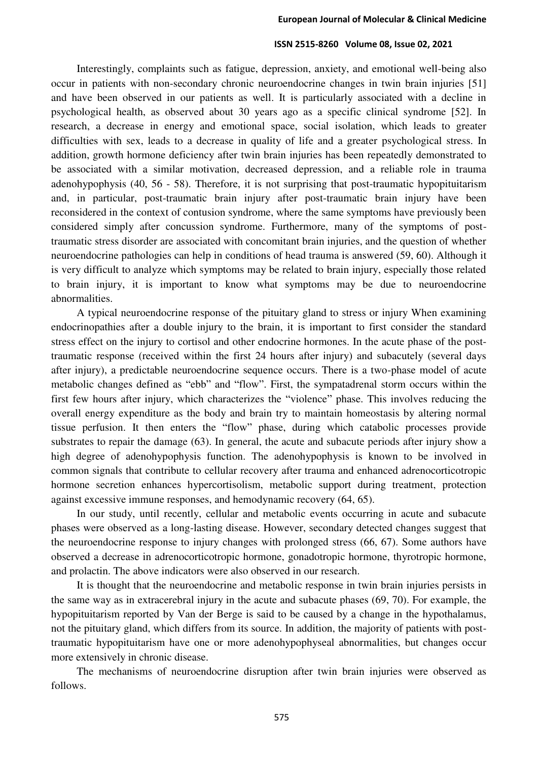Interestingly, complaints such as fatigue, depression, anxiety, and emotional well-being also occur in patients with non-secondary chronic neuroendocrine changes in twin brain injuries [51] and have been observed in our patients as well. It is particularly associated with a decline in psychological health, as observed about 30 years ago as a specific clinical syndrome [52]. In research, a decrease in energy and emotional space, social isolation, which leads to greater difficulties with sex, leads to a decrease in quality of life and a greater psychological stress. In addition, growth hormone deficiency after twin brain injuries has been repeatedly demonstrated to be associated with a similar motivation, decreased depression, and a reliable role in trauma adenohypophysis (40, 56 - 58). Therefore, it is not surprising that post-traumatic hypopituitarism and, in particular, post-traumatic brain injury after post-traumatic brain injury have been reconsidered in the context of contusion syndrome, where the same symptoms have previously been considered simply after concussion syndrome. Furthermore, many of the symptoms of post-traumatic stress disorder are associated with concomitant brain injuries, and the question of whether neuroendocrine pathologies can help in conditions of head trauma is answered (59, 60). Although it is very difficult to analyze which symptoms may be related to brain injury, especially those related to brain injury, it is important to know what symptoms may be due to neuroendocrine abnormalities.

A typical neuroendocrine response of the pituitary gland to stress or injury When examining endocrinopathies after a double injury to the brain, it is important to first consider the standard stress effect on the injury to cortisol and other endocrine hormones. In the acute phase of the post-traumatic response (received within the first 24 hours after injury) and subacutely (several days after injury), a predictable neuroendocrine sequence occurs. There is a two-phase model of acute metabolic changes defined as "ebb" and "flow". First, the sympatadrenal storm occurs within the first few hours after injury, which characterizes the "violence" phase. This involves reducing the overall energy expenditure as the body and brain try to maintain homeostasis by altering normal tissue perfusion. It then enters the "flow" phase, during which catabolic processes provide substrates to repair the damage (63). In general, the acute and subacute periods after injury show a high degree of adenohypophysis function. The adenohypophysis is known to be involved in common signals that contribute to cellular recovery after trauma and enhanced adrenocorticotropic hormone secretion enhances hypercortisolism, metabolic support during treatment, protection against excessive immune responses, and hemodynamic recovery (64, 65).

In our study, until recently, cellular and metabolic events occurring in acute and subacute phases were observed as a long-lasting disease. However, secondary detected changes suggest that the neuroendocrine response to injury changes with prolonged stress (66, 67). Some authors have observed a decrease in adrenocorticotropic hormone, gonadotropic hormone, thyrotropic hormone, and prolactin. The above indicators were also observed in our research.

It is thought that the neuroendocrine and metabolic response in twin brain injuries persists in the same way as in extracerebral injury in the acute and subacute phases (69, 70). For example, the hypopituitarism reported by Van der Berge is said to be caused by a change in the hypothalamus, not the pituitary gland, which differs from its source. In addition, the majority of patients with post-traumatic hypopituitarism have one or more adenohypophyseal abnormalities, but changes occur more extensively in chronic disease.

The mechanisms of neuroendocrine disruption after twin brain injuries were observed as follows.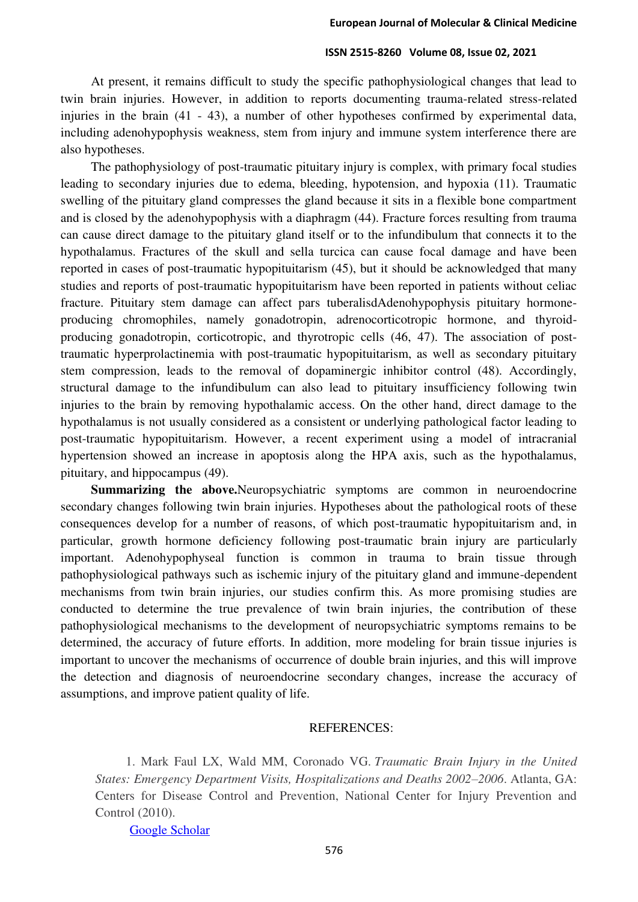At present, it remains difficult to study the specific pathophysiological changes that lead to twin brain injuries. However, in addition to reports documenting trauma-related stress-related injuries in the brain (41 - 43), a number of other hypotheses confirmed by experimental data, including adenohypophysis weakness, stem from injury and immune system interference there are also hypotheses.

The pathophysiology of post-traumatic pituitary injury is complex, with primary focal studies leading to secondary injuries due to edema, bleeding, hypotension, and hypoxia (11). Traumatic swelling of the pituitary gland compresses the gland because it sits in a flexible bone compartment and is closed by the adenohypophysis with a diaphragm (44). Fracture forces resulting from trauma can cause direct damage to the pituitary gland itself or to the infundibulum that connects it to the hypothalamus. Fractures of the skull and sella turcica can cause focal damage and have been reported in cases of post-traumatic hypopituitarism (45), but it should be acknowledged that many studies and reports of post-traumatic hypopituitarism have been reported in patients without celiac fracture. Pituitary stem damage can affect pars tuberalisdAdenohypophysis pituitary hormone-producing chromophiles, namely gonadotropin, adrenocorticotropic hormone, and thyroid-producing gonadotropin, corticotropic, and thyrotropic cells (46, 47). The association of post-traumatic hyperprolactinemia with post-traumatic hypopituitarism, as well as secondary pituitary stem compression, leads to the removal of dopaminergic inhibitor control (48). Accordingly, structural damage to the infundibulum can also lead to pituitary insufficiency following twin injuries to the brain by removing hypothalamic access. On the other hand, direct damage to the hypothalamus is not usually considered as a consistent or underlying pathological factor leading to post-traumatic hypopituitarism. However, a recent experiment using a model of intracranial hypertension showed an increase in apoptosis along the HPA axis, such as the hypothalamus, pituitary, and hippocampus (49).

**Summarizing the above.**Neuropsychiatric symptoms are common in neuroendocrine secondary changes following twin brain injuries. Hypotheses about the pathological roots of these consequences develop for a number of reasons, of which post-traumatic hypopituitarism and, in particular, growth hormone deficiency following post-traumatic brain injury are particularly important. Adenohypophyseal function is common in trauma to brain tissue through pathophysiological pathways such as ischemic injury of the pituitary gland and immune-dependent mechanisms from twin brain injuries, our studies confirm this. As more promising studies are conducted to determine the true prevalence of twin brain injuries, the contribution of these pathophysiological mechanisms to the development of neuropsychiatric symptoms remains to be determined, the accuracy of future efforts. In addition, more modeling for brain tissue injuries is important to uncover the mechanisms of occurrence of double brain injuries, and this will improve the detection and diagnosis of neuroendocrine secondary changes, increase the accuracy of assumptions, and improve patient quality of life.

## REFERENCES:

1. Mark Faul LX, Wald MM, Coronado VG. *Traumatic Brain Injury in the United States: Emergency Department Visits, Hospitalizations and Deaths 2002–2006*. Atlanta, GA: Centers for Disease Control and Prevention, National Center for Injury Prevention and Control (2010).

   Google Scholar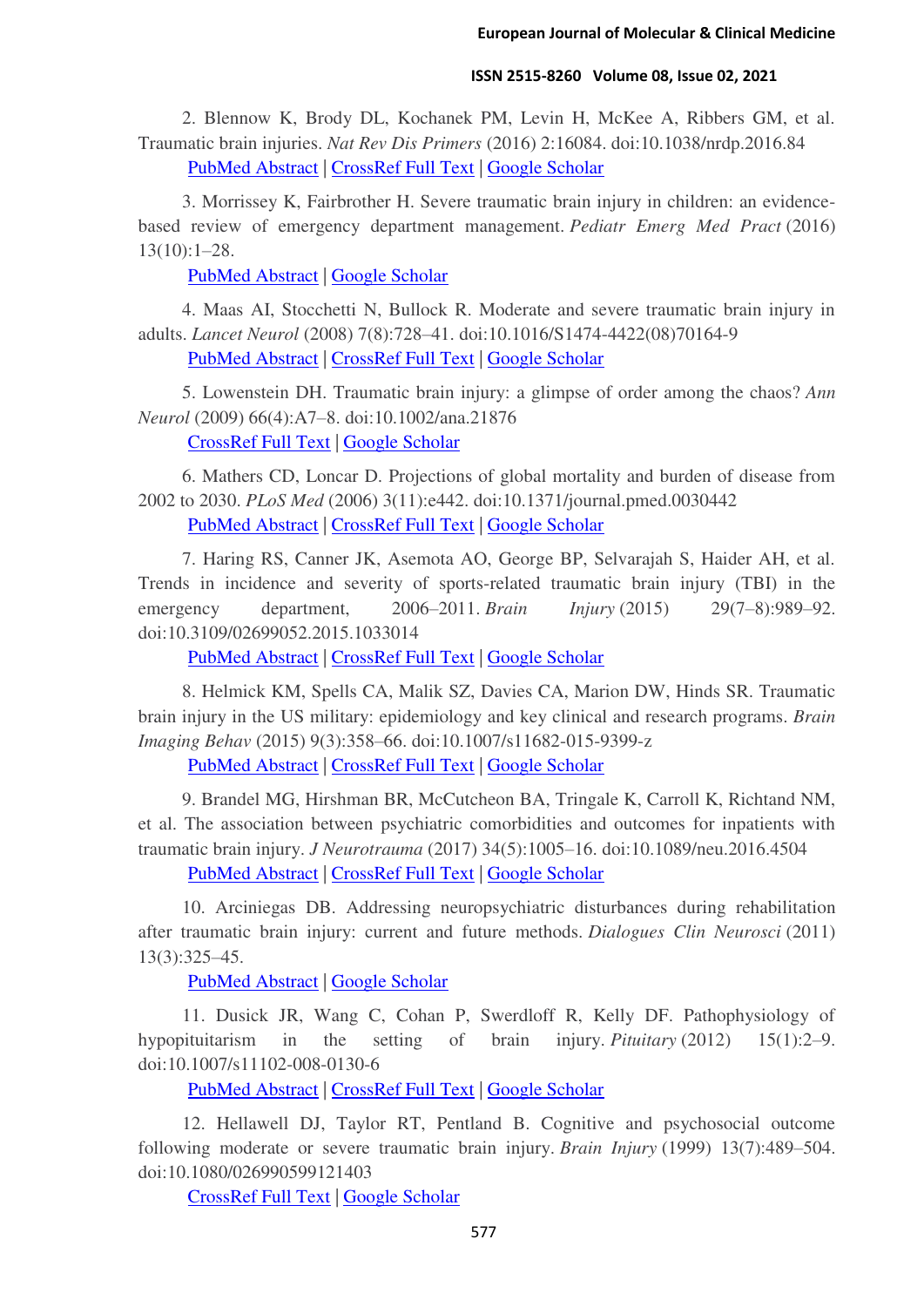2. Blennow K, Brody DL, Kochanek PM, Levin H, McKee A, Ribbers GM, et al. Traumatic brain injuries. *Nat Rev Dis Primers* (2016) 2:16084. doi:10.1038/nrdp.2016.84
PubMed Abstract | CrossRef Full Text | Google Scholar

3. Morrissey K, Fairbrother H. Severe traumatic brain injury in children: an evidence-based review of emergency department management. *Pediatr Emerg Med Pract* (2016) 13(10):1–28.
PubMed Abstract | Google Scholar

4. Maas AI, Stocchetti N, Bullock R. Moderate and severe traumatic brain injury in adults. *Lancet Neurol* (2008) 7(8):728–41. doi:10.1016/S1474-4422(08)70164-9
PubMed Abstract | CrossRef Full Text | Google Scholar

5. Lowenstein DH. Traumatic brain injury: a glimpse of order among the chaos? *Ann Neurol* (2009) 66(4):A7–8. doi:10.1002/ana.21876
CrossRef Full Text | Google Scholar

6. Mathers CD, Loncar D. Projections of global mortality and burden of disease from 2002 to 2030. *PLoS Med* (2006) 3(11):e442. doi:10.1371/journal.pmed.0030442
PubMed Abstract | CrossRef Full Text | Google Scholar

7. Haring RS, Canner JK, Asemota AO, George BP, Selvarajah S, Haider AH, et al. Trends in incidence and severity of sports-related traumatic brain injury (TBI) in the emergency department, 2006–2011. *Brain Injury* (2015) 29(7–8):989–92. doi:10.3109/02699052.2015.1033014
PubMed Abstract | CrossRef Full Text | Google Scholar

8. Helmick KM, Spells CA, Malik SZ, Davies CA, Marion DW, Hinds SR. Traumatic brain injury in the US military: epidemiology and key clinical and research programs. *Brain Imaging Behav* (2015) 9(3):358–66. doi:10.1007/s11682-015-9399-z
PubMed Abstract | CrossRef Full Text | Google Scholar

9. Brandel MG, Hirshman BR, McCutcheon BA, Tringale K, Carroll K, Richtand NM, et al. The association between psychiatric comorbidities and outcomes for inpatients with traumatic brain injury. *J Neurotrauma* (2017) 34(5):1005–16. doi:10.1089/neu.2016.4504
PubMed Abstract | CrossRef Full Text | Google Scholar

10. Arciniegas DB. Addressing neuropsychiatric disturbances during rehabilitation after traumatic brain injury: current and future methods. *Dialogues Clin Neurosci* (2011) 13(3):325–45.
PubMed Abstract | Google Scholar

11. Dusick JR, Wang C, Cohan P, Swerdloff R, Kelly DF. Pathophysiology of hypopituitarism in the setting of brain injury. *Pituitary* (2012) 15(1):2–9. doi:10.1007/s11102-008-0130-6
PubMed Abstract | CrossRef Full Text | Google Scholar

12. Hellawell DJ, Taylor RT, Pentland B. Cognitive and psychosocial outcome following moderate or severe traumatic brain injury. *Brain Injury* (1999) 13(7):489–504. doi:10.1080/026990599121403
CrossRef Full Text | Google Scholar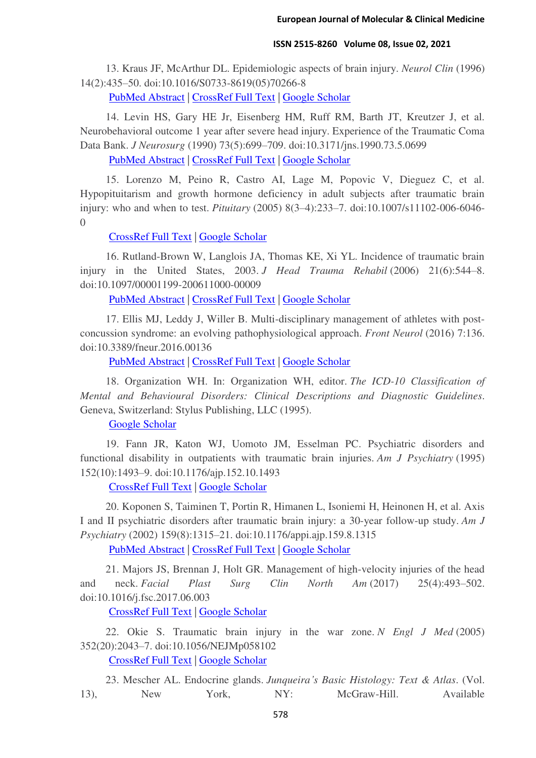13. Kraus JF, McArthur DL. Epidemiologic aspects of brain injury. *Neurol Clin* (1996) 14(2):435–50. doi:10.1016/S0733-8619(05)70266-8

PubMed Abstract | CrossRef Full Text | Google Scholar

14. Levin HS, Gary HE Jr, Eisenberg HM, Ruff RM, Barth JT, Kreutzer J, et al. Neurobehavioral outcome 1 year after severe head injury. Experience of the Traumatic Coma Data Bank. *J Neurosurg* (1990) 73(5):699–709. doi:10.3171/jns.1990.73.5.0699

PubMed Abstract | CrossRef Full Text | Google Scholar

15. Lorenzo M, Peino R, Castro AI, Lage M, Popovic V, Dieguez C, et al. Hypopituitarism and growth hormone deficiency in adult subjects after traumatic brain injury: who and when to test. *Pituitary* (2005) 8(3–4):233–7. doi:10.1007/s11102-006-6046-0

CrossRef Full Text | Google Scholar

16. Rutland-Brown W, Langlois JA, Thomas KE, Xi YL. Incidence of traumatic brain injury in the United States, 2003. *J Head Trauma Rehabil* (2006) 21(6):544–8. doi:10.1097/00001199-200611000-00009

PubMed Abstract | CrossRef Full Text | Google Scholar

17. Ellis MJ, Leddy J, Willer B. Multi-disciplinary management of athletes with post-concussion syndrome: an evolving pathophysiological approach. *Front Neurol* (2016) 7:136. doi:10.3389/fneur.2016.00136

PubMed Abstract | CrossRef Full Text | Google Scholar

18. Organization WH. In: Organization WH, editor. *The ICD-10 Classification of Mental and Behavioural Disorders: Clinical Descriptions and Diagnostic Guidelines*. Geneva, Switzerland: Stylus Publishing, LLC (1995).

Google Scholar

19. Fann JR, Katon WJ, Uomoto JM, Esselman PC. Psychiatric disorders and functional disability in outpatients with traumatic brain injuries. *Am J Psychiatry* (1995) 152(10):1493–9. doi:10.1176/ajp.152.10.1493

CrossRef Full Text | Google Scholar

20. Koponen S, Taiminen T, Portin R, Himanen L, Isoniemi H, Heinonen H, et al. Axis I and II psychiatric disorders after traumatic brain injury: a 30-year follow-up study. *Am J Psychiatry* (2002) 159(8):1315–21. doi:10.1176/appi.ajp.159.8.1315

PubMed Abstract | CrossRef Full Text | Google Scholar

21. Majors JS, Brennan J, Holt GR. Management of high-velocity injuries of the head and neck. *Facial Plast Surg Clin North Am* (2017) 25(4):493–502. doi:10.1016/j.fsc.2017.06.003

CrossRef Full Text | Google Scholar

22. Okie S. Traumatic brain injury in the war zone. *N Engl J Med* (2005) 352(20):2043–7. doi:10.1056/NEJMp058102

CrossRef Full Text | Google Scholar

23. Mescher AL. Endocrine glands. *Junqueira's Basic Histology: Text & Atlas*. (Vol. 13), New York, NY: McGraw-Hill. Available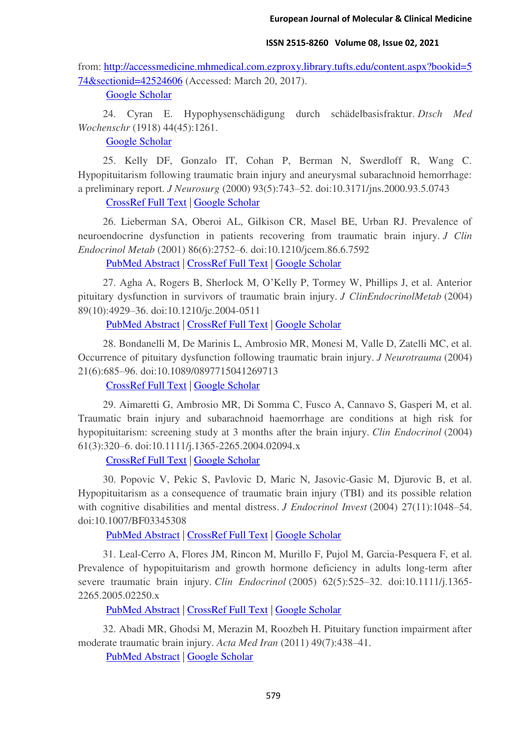from: [http://accessmedicine.mhmedical.com.ezproxy.library.tufts.edu/content.aspx?bookid=574&sectionid=42524606](http://accessmedicine.mhmedical.com.ezproxy.library.tufts.edu/content.aspx?bookid=574&sectionid=42524606) (Accessed: March 20, 2017).
Google Scholar

24. Cyran E. Hypophysenschädigung durch schädelbasisfraktur. *Dtsch Med Wochenschr* (1918) 44(45):1261.
Google Scholar

25. Kelly DF, Gonzalo IT, Cohan P, Berman N, Swerdloff R, Wang C. Hypopituitarism following traumatic brain injury and aneurysmal subarachnoid hemorrhage: a preliminary report. *J Neurosurg* (2000) 93(5):743–52. doi:10.3171/jns.2000.93.5.0743
CrossRef Full Text | Google Scholar

26. Lieberman SA, Oberoi AL, Gilkison CR, Masel BE, Urban RJ. Prevalence of neuroendocrine dysfunction in patients recovering from traumatic brain injury. *J Clin Endocrinol Metab* (2001) 86(6):2752–6. doi:10.1210/jcem.86.6.7592
PubMed Abstract | CrossRef Full Text | Google Scholar

27. Agha A, Rogers B, Sherlock M, O'Kelly P, Tormey W, Phillips J, et al. Anterior pituitary dysfunction in survivors of traumatic brain injury. *J ClinEndocrinolMetab* (2004) 89(10):4929–36. doi:10.1210/jc.2004-0511
PubMed Abstract | CrossRef Full Text | Google Scholar

28. Bondanelli M, De Marinis L, Ambrosio MR, Monesi M, Valle D, Zatelli MC, et al. Occurrence of pituitary dysfunction following traumatic brain injury. *J Neurotrauma* (2004) 21(6):685–96. doi:10.1089/0897715041269713
CrossRef Full Text | Google Scholar

29. Aimaretti G, Ambrosio MR, Di Somma C, Fusco A, Cannavo S, Gasperi M, et al. Traumatic brain injury and subarachnoid haemorrhage are conditions at high risk for hypopituitarism: screening study at 3 months after the brain injury. *Clin Endocrinol* (2004) 61(3):320–6. doi:10.1111/j.1365-2265.2004.02094.x
CrossRef Full Text | Google Scholar

30. Popovic V, Pekic S, Pavlovic D, Maric N, Jasovic-Gasic M, Djurovic B, et al. Hypopituitarism as a consequence of traumatic brain injury (TBI) and its possible relation with cognitive disabilities and mental distress. *J Endocrinol Invest* (2004) 27(11):1048–54. doi:10.1007/BF03345308
PubMed Abstract | CrossRef Full Text | Google Scholar

31. Leal-Cerro A, Flores JM, Rincon M, Murillo F, Pujol M, Garcia-Pesquera F, et al. Prevalence of hypopituitarism and growth hormone deficiency in adults long-term after severe traumatic brain injury. *Clin Endocrinol* (2005) 62(5):525–32. doi:10.1111/j.1365-2265.2005.02250.x
PubMed Abstract | CrossRef Full Text | Google Scholar

32. Abadi MR, Ghodsi M, Merazin M, Roozbeh H. Pituitary function impairment after moderate traumatic brain injury. *Acta Med Iran* (2011) 49(7):438–41.
PubMed Abstract | Google Scholar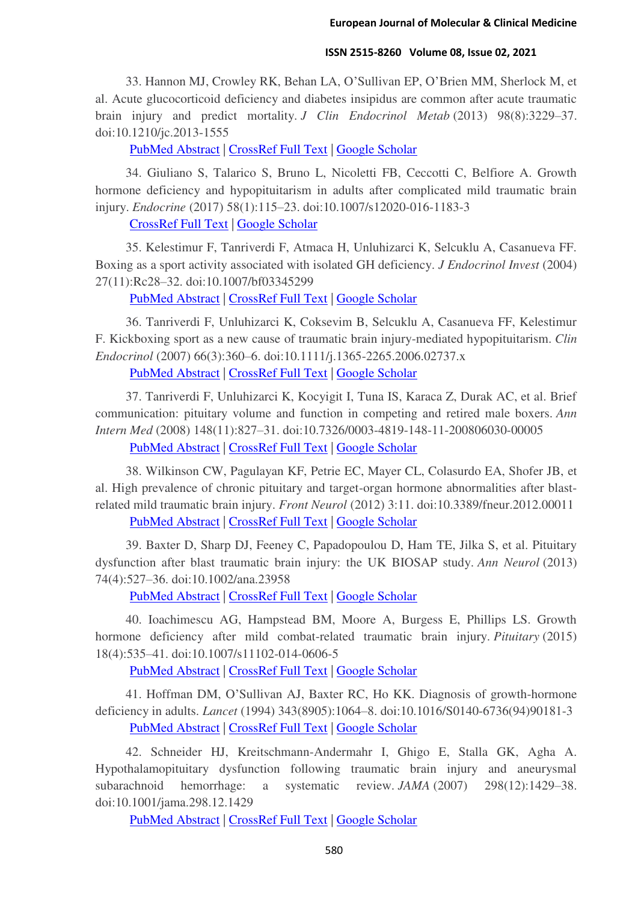33. Hannon MJ, Crowley RK, Behan LA, O'Sullivan EP, O'Brien MM, Sherlock M, et al. Acute glucocorticoid deficiency and diabetes insipidus are common after acute traumatic brain injury and predict mortality. *J Clin Endocrinol Metab* (2013) 98(8):3229–37. doi:10.1210/jc.2013-1555

PubMed Abstract | CrossRef Full Text | Google Scholar

34. Giuliano S, Talarico S, Bruno L, Nicoletti FB, Ceccotti C, Belfiore A. Growth hormone deficiency and hypopituitarism in adults after complicated mild traumatic brain injury. *Endocrine* (2017) 58(1):115–23. doi:10.1007/s12020-016-1183-3

CrossRef Full Text | Google Scholar

35. Kelestimur F, Tanriverdi F, Atmaca H, Unluhizarci K, Selcuklu A, Casanueva FF. Boxing as a sport activity associated with isolated GH deficiency. *J Endocrinol Invest* (2004) 27(11):Rc28–32. doi:10.1007/bf03345299

PubMed Abstract | CrossRef Full Text | Google Scholar

36. Tanriverdi F, Unluhizarci K, Coksevim B, Selcuklu A, Casanueva FF, Kelestimur F. Kickboxing sport as a new cause of traumatic brain injury-mediated hypopituitarism. *Clin Endocrinol* (2007) 66(3):360–6. doi:10.1111/j.1365-2265.2006.02737.x

PubMed Abstract | CrossRef Full Text | Google Scholar

37. Tanriverdi F, Unluhizarci K, Kocyigit I, Tuna IS, Karaca Z, Durak AC, et al. Brief communication: pituitary volume and function in competing and retired male boxers. *Ann Intern Med* (2008) 148(11):827–31. doi:10.7326/0003-4819-148-11-200806030-00005

PubMed Abstract | CrossRef Full Text | Google Scholar

38. Wilkinson CW, Pagulayan KF, Petrie EC, Mayer CL, Colasurdo EA, Shofer JB, et al. High prevalence of chronic pituitary and target-organ hormone abnormalities after blast-related mild traumatic brain injury. *Front Neurol* (2012) 3:11. doi:10.3389/fneur.2012.00011

PubMed Abstract | CrossRef Full Text | Google Scholar

39. Baxter D, Sharp DJ, Feeney C, Papadopoulou D, Ham TE, Jilka S, et al. Pituitary dysfunction after blast traumatic brain injury: the UK BIOSAP study. *Ann Neurol* (2013) 74(4):527–36. doi:10.1002/ana.23958

PubMed Abstract | CrossRef Full Text | Google Scholar

40. Ioachimescu AG, Hampstead BM, Moore A, Burgess E, Phillips LS. Growth hormone deficiency after mild combat-related traumatic brain injury. *Pituitary* (2015) 18(4):535–41. doi:10.1007/s11102-014-0606-5

PubMed Abstract | CrossRef Full Text | Google Scholar

41. Hoffman DM, O'Sullivan AJ, Baxter RC, Ho KK. Diagnosis of growth-hormone deficiency in adults. *Lancet* (1994) 343(8905):1064–8. doi:10.1016/S0140-6736(94)90181-3

PubMed Abstract | CrossRef Full Text | Google Scholar

42. Schneider HJ, Kreitschmann-Andermahr I, Ghigo E, Stalla GK, Agha A. Hypothalamopituitary dysfunction following traumatic brain injury and aneurysmal subarachnoid hemorrhage: a systematic review. *JAMA* (2007) 298(12):1429–38. doi:10.1001/jama.298.12.1429

PubMed Abstract | CrossRef Full Text | Google Scholar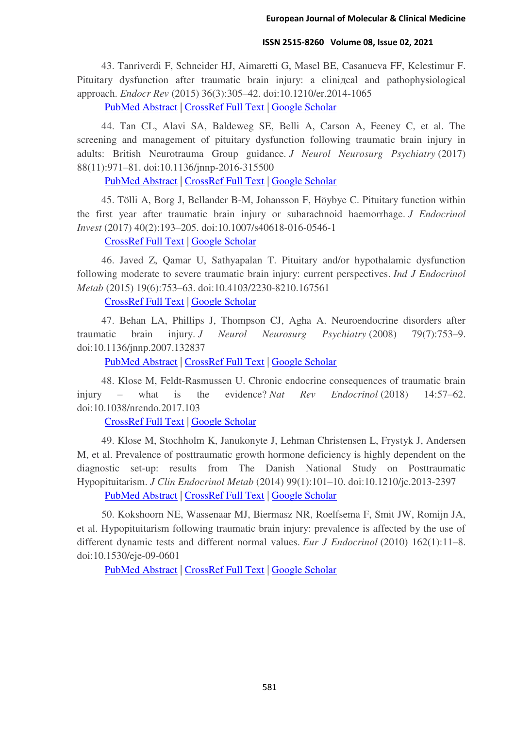43. Tanriverdi F, Schneider HJ, Aimaretti G, Masel BE, Casanueva FF, Kelestimur F. Pituitary dysfunction after traumatic brain injury: a cliniдcal and pathophysiological approach. *Endocr Rev* (2015) 36(3):305–42. doi:10.1210/er.2014-1065

PubMed Abstract | CrossRef Full Text | Google Scholar

44. Tan CL, Alavi SA, Baldeweg SE, Belli A, Carson A, Feeney C, et al. The screening and management of pituitary dysfunction following traumatic brain injury in adults: British Neurotrauma Group guidance. *J Neurol Neurosurg Psychiatry* (2017) 88(11):971–81. doi:10.1136/jnnp-2016-315500

PubMed Abstract | CrossRef Full Text | Google Scholar

45. Tölli A, Borg J, Bellander B-M, Johansson F, Höybye C. Pituitary function within the first year after traumatic brain injury or subarachnoid haemorrhage. *J Endocrinol Invest* (2017) 40(2):193–205. doi:10.1007/s40618-016-0546-1

CrossRef Full Text | Google Scholar

46. Javed Z, Qamar U, Sathyapalan T. Pituitary and/or hypothalamic dysfunction following moderate to severe traumatic brain injury: current perspectives. *Ind J Endocrinol Metab* (2015) 19(6):753–63. doi:10.4103/2230-8210.167561

CrossRef Full Text | Google Scholar

47. Behan LA, Phillips J, Thompson CJ, Agha A. Neuroendocrine disorders after traumatic brain injury. *J Neurol Neurosurg Psychiatry* (2008) 79(7):753–9. doi:10.1136/jnnp.2007.132837

PubMed Abstract | CrossRef Full Text | Google Scholar

48. Klose M, Feldt-Rasmussen U. Chronic endocrine consequences of traumatic brain injury – what is the evidence? *Nat Rev Endocrinol* (2018) 14:57–62. doi:10.1038/nrendo.2017.103

CrossRef Full Text | Google Scholar

49. Klose M, Stochholm K, Janukonyte J, Lehman Christensen L, Frystyk J, Andersen M, et al. Prevalence of posttraumatic growth hormone deficiency is highly dependent on the diagnostic set-up: results from The Danish National Study on Posttraumatic Hypopituitarism. *J Clin Endocrinol Metab* (2014) 99(1):101–10. doi:10.1210/jc.2013-2397

PubMed Abstract | CrossRef Full Text | Google Scholar

50. Kokshoorn NE, Wassenaar MJ, Biermasz NR, Roelfsema F, Smit JW, Romijn JA, et al. Hypopituitarism following traumatic brain injury: prevalence is affected by the use of different dynamic tests and different normal values. *Eur J Endocrinol* (2010) 162(1):11–8. doi:10.1530/eje-09-0601

PubMed Abstract | CrossRef Full Text | Google Scholar